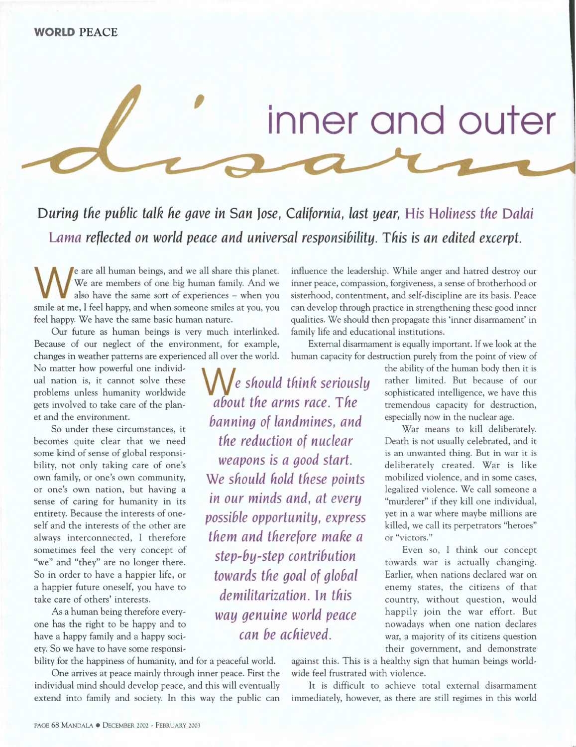# inner and outer disarmament

**During the public talk he gave in San Jose, California, last year, His Holiness the Dalai Lama reflected on world peace and universal responsibility. This is an edited excerpt.**

We are all human beings, and we all share this planet. We are members of one big human family. And we also have the same sort of experiences – when you smile at me, I feel happy, and when someone smiles at you, you feel happy. We have the same basic human nature.

Our future as human beings is very much interlinked. Because of our neglect of the environment, for example, changes in weather patterns are experienced all over the world. No matter how powerful one individual nation is, it cannot solve these problems unless humanity worldwide gets involved to take care of the planet and the environment.

So under these circumstances, it becomes quite clear that we need some kind of sense of global responsibility, not only taking care of one's own family, or one's own community, or one's own nation, but having a sense of caring for humanity in its entirety. Because the interests of oneself and the interests of the other are always interconnected, I therefore sometimes feel the very concept of "we" and "they" are no longer there. So in order to have a happier life, or a happier future oneself, you have to take care of others' interests.

As a human being therefore everyone has the right to be happy and to have a happy family and a happy society. So we have to have some responsibility for the happiness of humanity, and for a peaceful world.

One arrives at peace mainly through inner peace. First the individual mind should develop peace, and this will eventually extend into family and society. In this way the public can influence the leadership. While anger and hatred destroy our inner peace, compassion, forgiveness, a sense of brotherhood or sisterhood, contentment, and self-discipline are its basis. Peace can develop through practice in strengthening these good inner qualities. We should then propagate this 'inner disarmament' in family life and educational institutions.

> *We should think seriously about the arms race. The banning of landmines, and the reduction of nuclear weapons is a good start. We should hold these points in our minds and, at every possible opportunity, express them and therefore make a step-by-step contribution towards the goal of global demilitarization. In this way genuine world peace can be achieved.*

External disarmament is equally important. If we look at the human capacity for destruction purely from the point of view of the ability of the human body then it is rather limited. But because of our sophisticated intelligence, we have this tremendous capacity for destruction, especially now in the nuclear age.

War means to kill deliberately. Death is not usually celebrated, and it is an unwanted thing. But in war it is deliberately created. War is like mobilized violence, and in some cases, legalized violence. We call someone a "murderer" if they kill one individual, yet in a war where maybe millions are killed, we call its perpetrators "heroes" or "victors."

Even so, I think our concept towards war is actually changing. Earlier, when nations declared war on enemy states, the citizens of that country, without question, would happily join the war effort. But nowadays when one nation declares war, a majority of its citizens question their government, and demonstrate against this. This is a healthy sign that human beings worldwide feel frustrated with violence.

It is difficult to achieve total external disarmament immediately, however, as there are still regimes in this world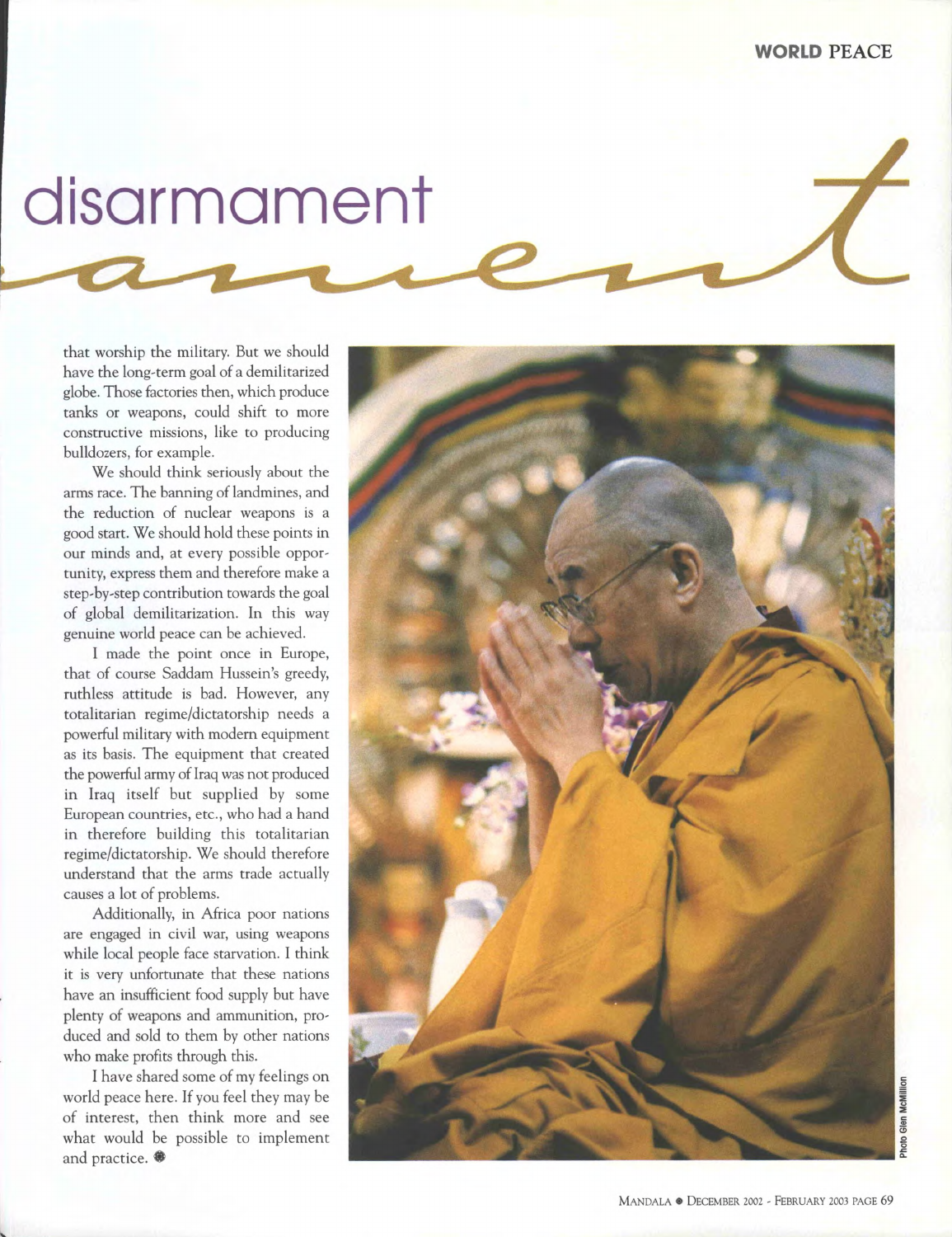# disarmament

that worship the military. But we should have the long-term goal of a demilitarized globe. Those factories then, which produce tanks or weapons, could shift to more constructive missions, like to producing bulldozers, for example.

We should think seriously about the arms race. The banning of landmines, and the reduction of nuclear weapons is a good start. We should hold these points in our minds and, at every possible opportunity, express them and therefore make a step-by-step contribution towards the goal of global demilitarization. In this way genuine world peace can be achieved.

I made the point once in Europe, that of course Saddam Hussein's greedy, ruthless attitude is bad. However, any totalitarian regime/dictatorship needs a powerful military with modern equipment as its basis. The equipment that created the powerful army of Iraq was not produced in Iraq itself but supplied by some European countries, etc., who had a hand in therefore building this totalitarian regime/dictatorship. We should therefore understand that the arms trade actually causes a lot of problems.

Additionally, in Africa poor nations are engaged in civil war, using weapons while local people face starvation. I think it is very unfortunate that these nations have an insufficient food supply but have plenty of weapons and ammunition, produced and sold to them by other nations who make profits through this.

I have shared some of my feelings on world peace here. If you feel they may be of interest, then think more and see what would be possible to implement and practice.

Photo Glen McMillion